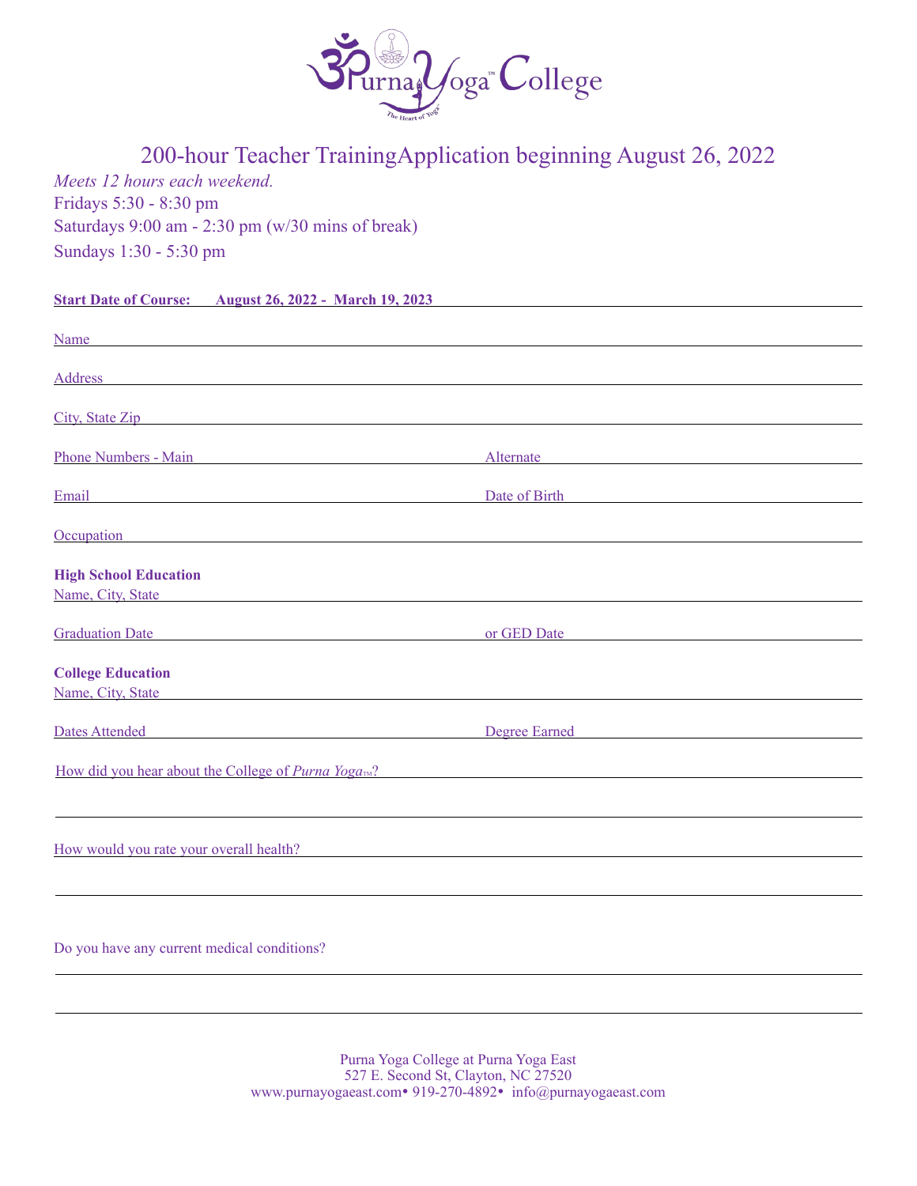# Purna Yoga™ College

The Heart of Yoga

## 200-hour Teacher TrainingApplication beginning August 26, 2022

*Meets 12 hours each weekend.*

Fridays 5:30 - 8:30 pm

Saturdays 9:00 am - 2:30 pm (w/30 mins of break)

Sundays 1:30 - 5:30 pm

**Start Date of Course: August 26, 2022 - March 19, 2023**

Name

Address

City, State Zip

Phone Numbers - Main  Alternate

Email  Date of Birth

Occupation

**High School Education**

Name, City, State

Graduation Date  or GED Date

**College Education**

Name, City, State

Dates Attended  Degree Earned

How did you hear about the College of *Purna Yoga*™?

How would you rate your overall health?

Do you have any current medical conditions?

Purna Yoga College at Purna Yoga East
527 E. Second St, Clayton, NC 27520
www.purnayogaeast.com• 919-270-4892• info@purnayogaeast.com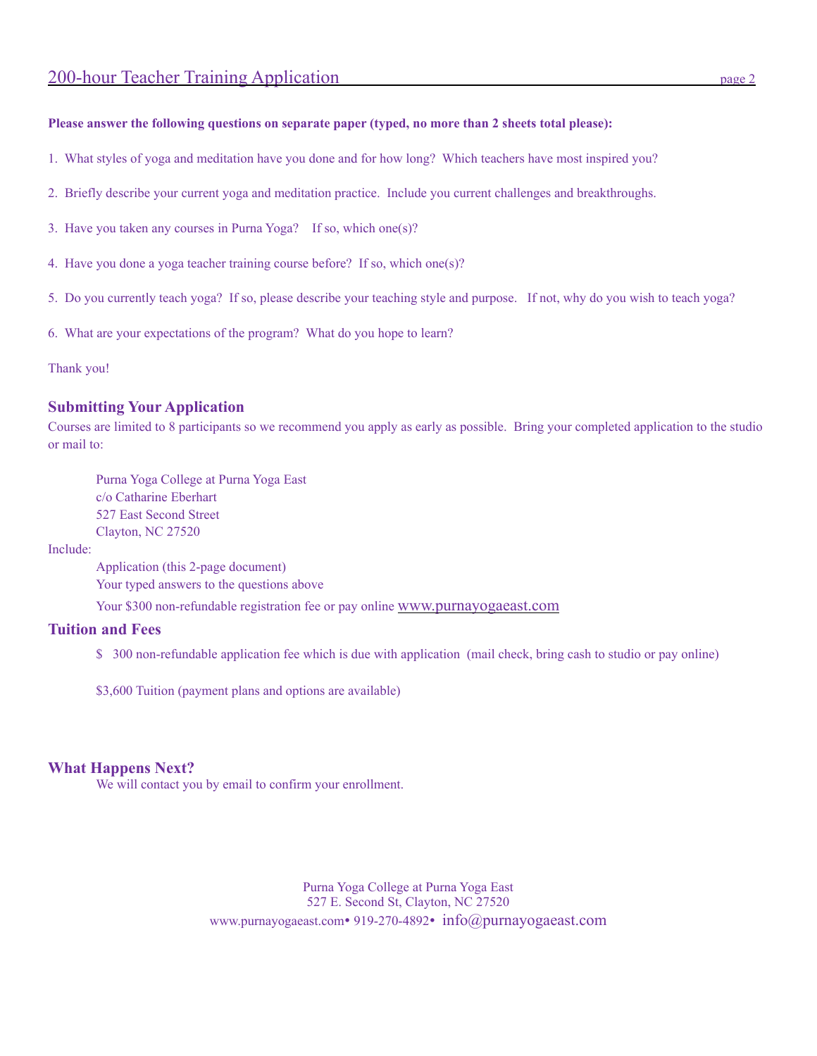**Please answer the following questions on separate paper (typed, no more than 2 sheets total please):**

1. What styles of yoga and meditation have you done and for how long? Which teachers have most inspired you?

2. Briefly describe your current yoga and meditation practice. Include you current challenges and breakthroughs.

3. Have you taken any courses in Purna Yoga? If so, which one(s)?

4. Have you done a yoga teacher training course before? If so, which one(s)?

5. Do you currently teach yoga? If so, please describe your teaching style and purpose. If not, why do you wish to teach yoga?

6. What are your expectations of the program? What do you hope to learn?

Thank you!

## Submitting Your Application

Courses are limited to 8 participants so we recommend you apply as early as possible. Bring your completed application to the studio or mail to:

Purna Yoga College at Purna Yoga East
c/o Catharine Eberhart
527 East Second Street
Clayton, NC 27520

Include:

Application (this 2-page document)
Your typed answers to the questions above
Your $300 non-refundable registration fee or pay online www.purnayogaeast.com

## Tuition and Fees

$ 300 non-refundable application fee which is due with application (mail check, bring cash to studio or pay online)

$3,600 Tuition (payment plans and options are available)

## What Happens Next?

We will contact you by email to confirm your enrollment.

Purna Yoga College at Purna Yoga East
527 E. Second St, Clayton, NC 27520
www.purnayogaeast.com• 919-270-4892• info@purnayogaeast.com